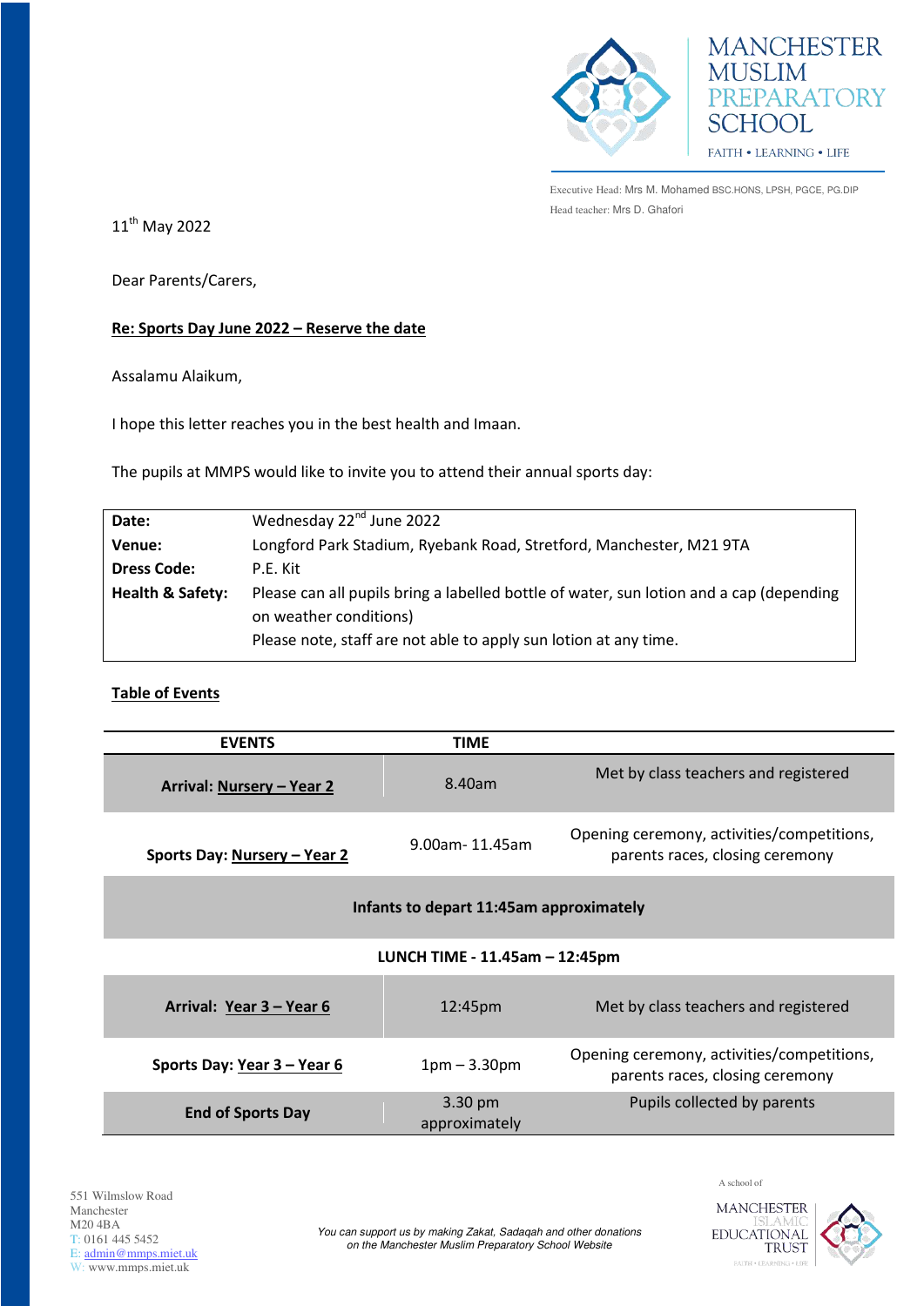MANCHESTER MUSLIM PREPARATORY SCHOOL

FAITH • LEARNING • LIFE

Executive Head: Mrs M. Mohamed BSC.HONS, LPSH, PGCE, PG.DIP
Head teacher: Mrs D. Ghafori

11th May 2022

Dear Parents/Carers,

**Re: Sports Day June 2022 – Reserve the date**

Assalamu Alaikum,

I hope this letter reaches you in the best health and Imaan.

The pupils at MMPS would like to invite you to attend their annual sports day:

| | |
|---|---|
| **Date:** | Wednesday 22nd June 2022 |
| **Venue:** | Longford Park Stadium, Ryebank Road, Stretford, Manchester, M21 9TA |
| **Dress Code:** | P.E. Kit |
| **Health & Safety:** | Please can all pupils bring a labelled bottle of water, sun lotion and a cap (depending on weather conditions)<br>Please note, staff are not able to apply sun lotion at any time. |

**Table of Events**

| EVENTS | TIME | |
|---|---|---|
| **Arrival: Nursery – Year 2** | 8.40am | Met by class teachers and registered |
| **Sports Day: Nursery – Year 2** | 9.00am- 11.45am | Opening ceremony, activities/competitions, parents races, closing ceremony |
| **Infants to depart 11:45am approximately** | | |
| **LUNCH TIME - 11.45am – 12:45pm** | | |
| **Arrival: Year 3 – Year 6** | 12:45pm | Met by class teachers and registered |
| **Sports Day: Year 3 – Year 6** | 1pm – 3.30pm | Opening ceremony, activities/competitions, parents races, closing ceremony |
| **End of Sports Day** | 3.30 pm approximately | Pupils collected by parents |

551 Wilmslow Road
Manchester
M20 4BA
T: 0161 445 5452
E: admin@mmps.miet.uk
W: www.mmps.miet.uk

*You can support us by making Zakat, Sadaqah and other donations on the Manchester Muslim Preparatory School Website*

A school of MANCHESTER ISLAMIC EDUCATIONAL TRUST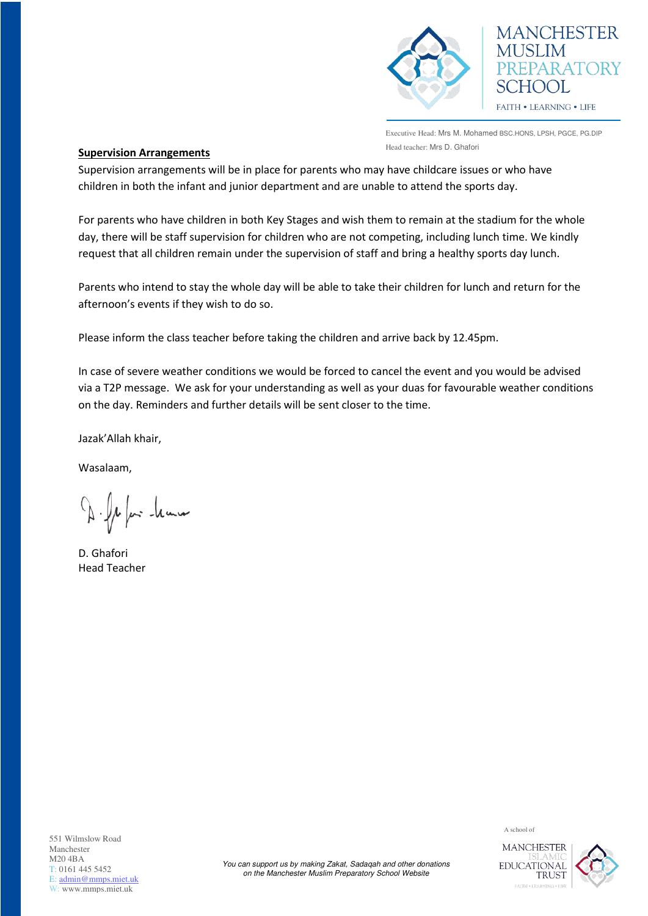MANCHESTER MUSLIM PREPARATORY SCHOOL

FAITH • LEARNING • LIFE

Executive Head: Mrs M. Mohamed BSC.HONS, LPSH, PGCE, PG.DIP

Head teacher: Mrs D. Ghafori

**Supervision Arrangements**

Supervision arrangements will be in place for parents who may have childcare issues or who have children in both the infant and junior department and are unable to attend the sports day.

For parents who have children in both Key Stages and wish them to remain at the stadium for the whole day, there will be staff supervision for children who are not competing, including lunch time. We kindly request that all children remain under the supervision of staff and bring a healthy sports day lunch.

Parents who intend to stay the whole day will be able to take their children for lunch and return for the afternoon's events if they wish to do so.

Please inform the class teacher before taking the children and arrive back by 12.45pm.

In case of severe weather conditions we would be forced to cancel the event and you would be advised via a T2P message. We ask for your understanding as well as your duas for favourable weather conditions on the day. Reminders and further details will be sent closer to the time.

Jazak'Allah khair,

Wasalaam,

D. Ghafori
Head Teacher

551 Wilmslow Road
Manchester
M20 4BA
T: 0161 445 5452
E: admin@mmps.miet.uk
W: www.mmps.miet.uk

*You can support us by making Zakat, Sadaqah and other donations on the Manchester Muslim Preparatory School Website*

A school of

MANCHESTER ISLAMIC EDUCATIONAL TRUST

FAITH • LEARNING • LIFE